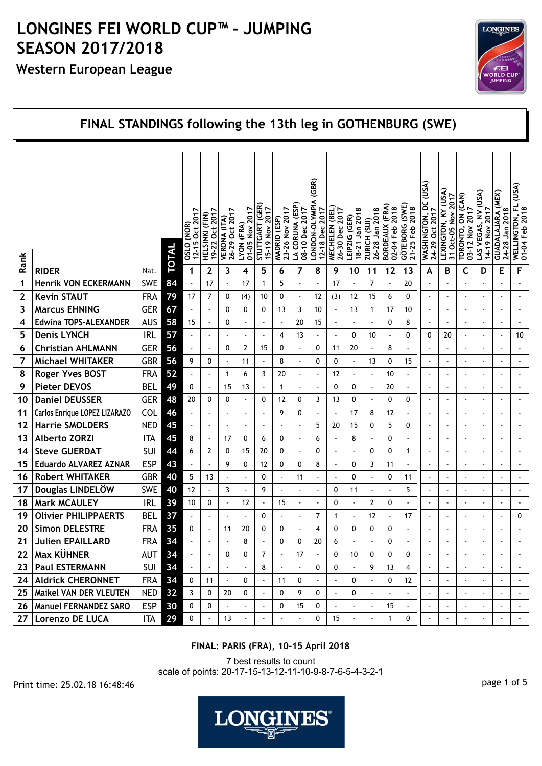# LONGINES FEI WORLD CUP™ - JUMPING SEASON 2017/2018

## Western European League

## FINAL STANDINGS following the 13th leg in GOTHENBURG (SWE)

| Rank | RIDER | Nat. | TOTAL | 1 OSLO (NOR) 12-15 Oct 2017 | 2 HELSINKI (FIN) 19-22 Oct 2017 | 3 VERONA (ITA) 26-29 Oct 2017 | 4 LYON (FRA) 01-05 Nov 2017 | 5 STUTTGART (GER) 15-19 Nov 2017 | 6 MADRID (ESP) 23-26 Nov 2017 | 7 LA CORUNA (ESP) 08-10 Dec 2017 | 8 LONDON-OLYMPIA (GBR) 12-18 Dec 2017 | 9 MECHELEN (BEL) 26-30 Dec 2017 | 10 LEIPZIG (GER) 18-21 Jan 2018 | 11 ZURICH (SUI) 26-28 Jan 2018 | 12 BORDEAUX (FRA) 02-04 Feb 2018 | 13 GÖTEBORG (SWE) 21-25 Feb 2018 | A WASHINGTON, DC (USA) 24-29 Oct 2017 | B LEXINGTON, KY (USA) 31 Oct-05 Nov 2017 | C TORONTO, ON (CAN) 03-12 Nov 2017 | D LAS VEGAS, NV (USA) 14-19 Nov 2017 | E GUADALAJARA (MEX) 24-28 Jan 2018 | F WELLINGTON, FL (USA) 01-04 Feb 2018 |
|---|---|---|---|---|---|---|---|---|---|---|---|---|---|---|---|---|---|---|---|---|---|---|
| 1 | Henrik VON ECKERMANN | SWE | 84 | - | 17 | - | 17 | 1 | 5 | - | - | 17 | - | 7 | - | 20 | - | - | - | - | - | - |
| 2 | Kevin STAUT | FRA | 79 | 17 | 7 | 0 | (4) | 10 | 0 | - | 12 | (3) | 12 | 15 | 6 | 0 | - | - | - | - | - | - |
| 3 | Marcus EHNING | GER | 67 | - | - | 0 | 0 | 0 | 13 | 3 | 10 | - | 13 | 1 | 17 | 10 | - | - | - | - | - | - |
| 4 | Edwina TOPS-ALEXANDER | AUS | 58 | 15 | - | 0 | - | - | - | 20 | 15 | - | - | - | 0 | 8 | - | - | - | - | - | - |
| 5 | Denis LYNCH | IRL | 57 | - | - | - | - | - | 4 | 13 | - | - | 0 | 10 | - | 0 | 0 | 20 | - | - | - | 10 |
| 6 | Christian AHLMANN | GER | 56 | - | - | 0 | 2 | 15 | 0 | - | 0 | 11 | 20 | - | 8 | - | - | - | - | - | - | - |
| 7 | Michael WHITAKER | GBR | 56 | 9 | 0 | - | 11 | - | 8 | - | 0 | 0 | - | 13 | 0 | 15 | - | - | - | - | - | - |
| 8 | Roger Yves BOST | FRA | 52 | - | - | 1 | 6 | 3 | 20 | - | - | 12 | - | - | 10 | - | - | - | - | - | - | - |
| 9 | Pieter DEVOS | BEL | 49 | 0 | - | 15 | 13 | - | 1 | - | - | 0 | 0 | - | 20 | - | - | - | - | - | - | - |
| 10 | Daniel DEUSSER | GER | 48 | 20 | 0 | 0 | - | 0 | 12 | 0 | 3 | 13 | 0 | - | 0 | 0 | - | - | - | - | - | - |
| 11 | Carlos Enrique LOPEZ LIZARAZO | COL | 46 | - | - | - | - | - | 9 | 0 | - | - | 17 | 8 | 12 | - | - | - | - | - | - | - |
| 12 | Harrie SMOLDERS | NED | 45 | - | - | - | - | - | - | - | 5 | 20 | 15 | 0 | 5 | 0 | - | - | - | - | - | - |
| 13 | Alberto ZORZI | ITA | 45 | 8 | - | 17 | 0 | 6 | 0 | - | 6 | - | 8 | - | 0 | - | - | - | - | - | - | - |
| 14 | Steve GUERDAT | SUI | 44 | 6 | 2 | 0 | 15 | 20 | 0 | - | 0 | - | - | 0 | 0 | 1 | - | - | - | - | - | - |
| 15 | Eduardo ALVAREZ AZNAR | ESP | 43 | - | - | 9 | 0 | 12 | 0 | 0 | 8 | - | 0 | 3 | 11 | - | - | - | - | - | - | - |
| 16 | Robert WHITAKER | GBR | 40 | 5 | 13 | - | - | 0 | - | 11 | - | - | 0 | - | 0 | 11 | - | - | - | - | - | - |
| 17 | Douglas LINDELÖW | SWE | 40 | 12 | - | 3 | - | 9 | - | - | - | 0 | 11 | - | - | 5 | - | - | - | - | - | - |
| 18 | Mark MCAULEY | IRL | 39 | 10 | 0 | - | 12 | - | 15 | - | - | 0 | - | 2 | 0 | - | - | - | - | - | - | - |
| 19 | Olivier PHILIPPAERTS | BEL | 37 | - | - | - | - | 0 | - | - | 7 | 1 | - | 12 | - | 17 | - | - | - | - | - | 0 |
| 20 | Simon DELESTRE | FRA | 35 | 0 | - | 11 | 20 | 0 | 0 | - | 4 | 0 | 0 | 0 | 0 | - | - | - | - | - | - | - |
| 21 | Julien EPAILLARD | FRA | 34 | - | - | - | 8 | - | 0 | 0 | 20 | 6 | - | - | 0 | - | - | - | - | - | - | - |
| 22 | Max KÜHNER | AUT | 34 | - | - | 0 | 0 | 7 | - | 17 | - | 0 | 10 | 0 | 0 | 0 | - | - | - | - | - | - |
| 23 | Paul ESTERMANN | SUI | 34 | - | - | - | - | 8 | - | - | 0 | 0 | - | 9 | 13 | 4 | - | - | - | - | - | - |
| 24 | Aldrick CHERONNET | FRA | 34 | 0 | 11 | - | 0 | - | 11 | 0 | - | - | 0 | - | 0 | 12 | - | - | - | - | - | - |
| 25 | Maikel VAN DER VLEUTEN | NED | 32 | 3 | 0 | 20 | 0 | - | 0 | 9 | 0 | - | 0 | - | - | - | - | - | - | - | - | - |
| 26 | Manuel FERNANDEZ SARO | ESP | 30 | 0 | 0 | - | - | - | 0 | 15 | 0 | - | - | - | 15 | - | - | - | - | - | - | - |
| 27 | Lorenzo DE LUCA | ITA | 29 | 0 | - | 13 | - | - | - | - | 0 | 15 | - | - | 1 | 0 | - | - | - | - | - | - |

**FINAL: PARIS (FRA), 10-15 April 2018**

7 best results to count
scale of points: 20-17-15-13-12-11-10-9-8-7-6-5-4-3-2-1

Print time: 25.02.18 16:48:46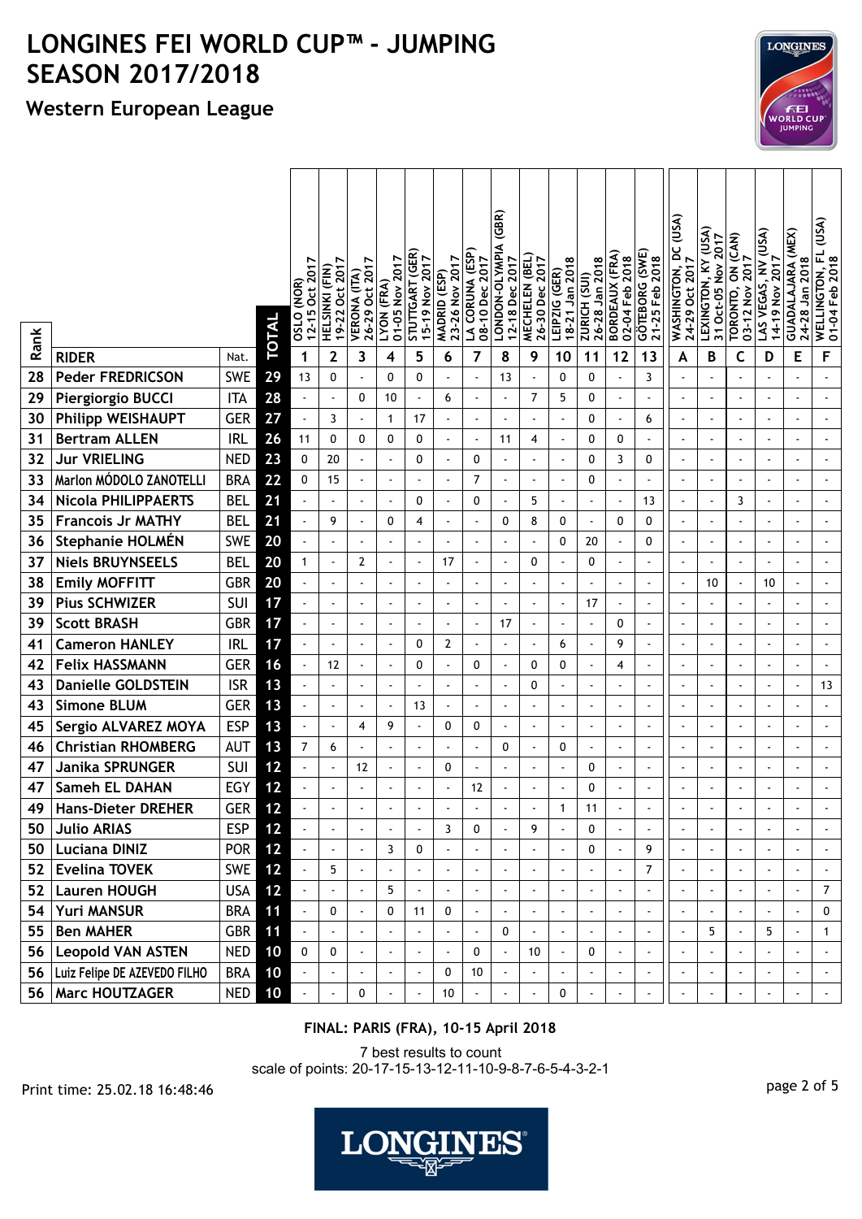# LONGINES FEI WORLD CUP™ - JUMPING SEASON 2017/2018

## Western European League

| Rank | RIDER | Nat. | TOTAL | OSLO (NOR) 12-15 Oct 2017 | HELSINKI (FIN) 19-22 Oct 2017 | VERONA (ITA) 26-29 Oct 2017 | LYON (FRA) 01-05 Nov 2017 | STUTTGART (GER) 15-19 Nov 2017 | MADRID (ESP) 23-26 Nov 2017 | LA CORUNA (ESP) 08-10 Dec 2017 | LONDON-OLYMPIA (GBR) 12-18 Dec 2017 | MECHELEN (BEL) 26-30 Dec 2017 | LEIPZIG (GER) 18-21 Jan 2018 | ZURICH (SUI) 26-28 Jan 2018 | BORDEAUX (FRA) 02-04 Feb 2018 | GÖTEBORG (SWE) 21-25 Feb 2018 | WASHINGTON, DC (USA) 24-29 Oct 2017 | LEXINGTON, KY (USA) 31 Oct-05 Nov 2017 | TORONTO, ON (CAN) 03-12 Nov 2017 | LAS VEGAS, NV (USA) 14-19 Nov 2017 | GUADALAJARA (MEX) 24-28 Jan 2018 | WELLINGTON, FL (USA) 01-04 Feb 2018 |
|---|---|---|---|---|---|---|---|---|---|---|---|---|---|---|---|---|---|---|---|---|---|---|
| | | | | 1 | 2 | 3 | 4 | 5 | 6 | 7 | 8 | 9 | 10 | 11 | 12 | 13 | A | B | C | D | E | F |
| 28 | Peder FREDRICSON | SWE | 29 | 13 | 0 | - | 0 | 0 | - | - | 13 | - | 0 | 0 | - | 3 | - | - | - | - | - | - |
| 29 | Piergiorgio BUCCI | ITA | 28 | - | - | 0 | 10 | - | 6 | - | - | 7 | 5 | 0 | - | - | - | - | - | - | - | - |
| 30 | Philipp WEISHAUPT | GER | 27 | - | 3 | - | 1 | 17 | - | - | - | - | - | 0 | - | 6 | - | - | - | - | - | - |
| 31 | Bertram ALLEN | IRL | 26 | 11 | 0 | 0 | 0 | 0 | - | - | 11 | 4 | - | 0 | 0 | - | - | - | - | - | - | - |
| 32 | Jur VRIELING | NED | 23 | 0 | 20 | - | - | 0 | - | 0 | - | - | - | 0 | 3 | 0 | - | - | - | - | - | - |
| 33 | Marlon MÓDOLO ZANOTELLI | BRA | 22 | 0 | 15 | - | - | - | - | 7 | - | - | - | 0 | - | - | - | - | - | - | - | - |
| 34 | Nicola PHILIPPAERTS | BEL | 21 | - | - | - | - | 0 | - | 0 | - | 5 | - | - | - | 13 | - | - | 3 | - | - | - |
| 35 | Francois Jr MATHY | BEL | 21 | - | 9 | - | 0 | 4 | - | - | 0 | 8 | 0 | - | 0 | 0 | - | - | - | - | - | - |
| 36 | Stephanie HOLMÉN | SWE | 20 | - | - | - | - | - | - | - | - | - | 0 | 20 | - | 0 | - | - | - | - | - | - |
| 37 | Niels BRUYNSEELS | BEL | 20 | 1 | - | 2 | - | - | 17 | - | - | 0 | - | 0 | - | - | - | - | - | - | - | - |
| 38 | Emily MOFFITT | GBR | 20 | - | - | - | - | - | - | - | - | - | - | - | - | - | - | 10 | - | 10 | - | - |
| 39 | Pius SCHWIZER | SUI | 17 | - | - | - | - | - | - | - | - | - | - | 17 | - | - | - | - | - | - | - | - |
| 39 | Scott BRASH | GBR | 17 | - | - | - | - | - | - | - | 17 | - | - | - | 0 | - | - | - | - | - | - | - |
| 41 | Cameron HANLEY | IRL | 17 | - | - | - | - | 0 | 2 | - | - | - | 6 | - | 9 | - | - | - | - | - | - | - |
| 42 | Felix HASSMANN | GER | 16 | - | 12 | - | - | 0 | - | 0 | - | 0 | 0 | - | 4 | - | - | - | - | - | - | - |
| 43 | Danielle GOLDSTEIN | ISR | 13 | - | - | - | - | - | - | - | - | 0 | - | - | - | - | - | - | - | - | - | 13 |
| 43 | Simone BLUM | GER | 13 | - | - | - | - | 13 | - | - | - | - | - | - | - | - | - | - | - | - | - | - |
| 45 | Sergio ALVAREZ MOYA | ESP | 13 | - | - | 4 | 9 | - | 0 | 0 | - | - | - | - | - | - | - | - | - | - | - | - |
| 46 | Christian RHOMBERG | AUT | 13 | 7 | 6 | - | - | - | - | - | 0 | - | 0 | - | - | - | - | - | - | - | - | - |
| 47 | Janika SPRUNGER | SUI | 12 | - | - | 12 | - | - | 0 | - | - | - | - | 0 | - | - | - | - | - | - | - | - |
| 47 | Sameh EL DAHAN | EGY | 12 | - | - | - | - | - | - | 12 | - | - | - | 0 | - | - | - | - | - | - | - | - |
| 49 | Hans-Dieter DREHER | GER | 12 | - | - | - | - | - | - | - | - | - | 1 | 11 | - | - | - | - | - | - | - | - |
| 50 | Julio ARIAS | ESP | 12 | - | - | - | - | - | 3 | 0 | - | 9 | - | 0 | - | - | - | - | - | - | - | - |
| 50 | Luciana DINIZ | POR | 12 | - | - | - | 3 | 0 | - | - | - | - | - | 0 | - | 9 | - | - | - | - | - | - |
| 52 | Evelina TOVEK | SWE | 12 | - | 5 | - | - | - | - | - | - | - | - | - | - | 7 | - | - | - | - | - | - |
| 52 | Lauren HOUGH | USA | 12 | - | - | - | 5 | - | - | - | - | - | - | - | - | - | - | - | - | - | - | 7 |
| 54 | Yuri MANSUR | BRA | 11 | - | 0 | - | 0 | 11 | 0 | - | - | - | - | - | - | - | - | - | - | - | - | 0 |
| 55 | Ben MAHER | GBR | 11 | - | - | - | - | - | - | - | 0 | - | - | - | - | - | - | 5 | - | 5 | - | 1 |
| 56 | Leopold VAN ASTEN | NED | 10 | 0 | 0 | - | - | - | - | 0 | - | 10 | - | 0 | - | - | - | - | - | - | - | - |
| 56 | Luiz Felipe DE AZEVEDO FILHO | BRA | 10 | - | - | - | - | - | 0 | 10 | - | - | - | - | - | - | - | - | - | - | - | - |
| 56 | Marc HOUTZAGER | NED | 10 | - | - | 0 | - | - | 10 | - | - | - | 0 | - | - | - | - | - | - | - | - | - |

**FINAL: PARIS (FRA), 10-15 April 2018**

7 best results to count
scale of points: 20-17-15-13-12-11-10-9-8-7-6-5-4-3-2-1

Print time: 25.02.18 16:48:46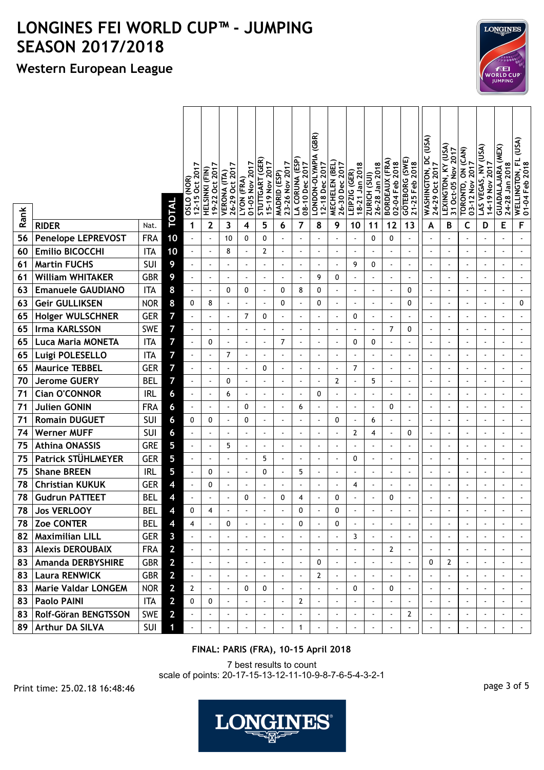# LONGINES FEI WORLD CUP™ - JUMPING SEASON 2017/2018

## Western European League

| Rank | RIDER | Nat. | TOTAL | OSLO (NOR) 12-15 Oct 2017 | HELSINKI (FIN) 19-22 Oct 2017 | VERONA (ITA) 26-29 Oct 2017 | LYON (FRA) 01-05 Nov 2017 | STUTTGART (GER) 15-19 Nov 2017 | MADRID (ESP) 23-26 Nov 2017 | LA CORUNA (ESP) 08-10 Dec 2017 | LONDON-OLYMPIA (GBR) 12-18 Dec 2017 | MECHELEN (BEL) 26-30 Dec 2017 | LEIPZIG (GER) 18-21 Jan 2018 | ZURICH (SUI) 26-28 Jan 2018 | BORDEAUX (FRA) 02-04 Feb 2018 | GÖTEBORG (SWE) 21-25 Feb 2018 | WASHINGTON, DC (USA) 24-29 Oct 2017 | LEXINGTON, KY (USA) 31 Oct-05 Nov 2017 | TORONTO, ON (CAN) 03-12 Nov 2017 | LAS VEGAS, NV (USA) 14-19 Nov 2017 | GUADALAJARA (MEX) 24-28 Jan 2018 | WELLINGTON, FL (USA) 01-04 Feb 2018 |
|---|---|---|---|---|---|---|---|---|---|---|---|---|---|---|---|---|---|---|---|---|---|---|
| | | | | 1 | 2 | 3 | 4 | 5 | 6 | 7 | 8 | 9 | 10 | 11 | 12 | 13 | A | B | C | D | E | F |
| 56 | Penelope LEPREVOST | FRA | 10 | - | - | 10 | 0 | 0 | - | - | - | - | - | 0 | 0 | - | - | - | - | - | - | - |
| 60 | Emilio BICOCCHI | ITA | 10 | - | - | 8 | - | 2 | - | - | - | - | - | - | - | - | - | - | - | - | - | - |
| 61 | Martin FUCHS | SUI | 9 | - | - | - | - | - | - | - | - | - | 9 | 0 | - | - | - | - | - | - | - | - |
| 61 | William WHITAKER | GBR | 9 | - | - | - | - | - | - | - | 9 | 0 | - | - | - | - | - | - | - | - | - | - |
| 63 | Emanuele GAUDIANO | ITA | 8 | - | - | 0 | 0 | - | 0 | 8 | 0 | - | - | - | - | 0 | - | - | - | - | - | - |
| 63 | Geir GULLIKSEN | NOR | 8 | 0 | 8 | - | - | - | 0 | - | 0 | - | - | - | - | 0 | - | - | - | - | - | 0 |
| 65 | Holger WULSCHNER | GER | 7 | - | - | - | 7 | 0 | - | - | - | - | 0 | - | - | - | - | - | - | - | - | - |
| 65 | Irma KARLSSON | SWE | 7 | - | - | - | - | - | - | - | - | - | - | - | 7 | 0 | - | - | - | - | - | - |
| 65 | Luca Maria MONETA | ITA | 7 | - | 0 | - | - | - | 7 | - | - | - | 0 | 0 | - | - | - | - | - | - | - | - |
| 65 | Luigi POLESELLO | ITA | 7 | - | - | 7 | - | - | - | - | - | - | - | - | - | - | - | - | - | - | - | - |
| 65 | Maurice TEBBEL | GER | 7 | - | - | - | - | 0 | - | - | - | - | 7 | - | - | - | - | - | - | - | - | - |
| 70 | Jerome GUERY | BEL | 7 | - | - | 0 | - | - | - | - | - | 2 | - | 5 | - | - | - | - | - | - | - | - |
| 71 | Cian O'CONNOR | IRL | 6 | - | - | 6 | - | - | - | - | 0 | - | - | - | - | - | - | - | - | - | - | - |
| 71 | Julien GONIN | FRA | 6 | - | - | - | 0 | - | - | 6 | - | - | - | - | 0 | - | - | - | - | - | - | - |
| 71 | Romain DUGUET | SUI | 6 | 0 | 0 | - | 0 | - | - | - | - | 0 | - | 6 | - | - | - | - | - | - | - | - |
| 74 | Werner MUFF | SUI | 6 | - | - | - | - | - | - | - | - | - | 2 | 4 | - | 0 | - | - | - | - | - | - |
| 75 | Athina ONASSIS | GRE | 5 | - | - | 5 | - | - | - | - | - | - | - | - | - | - | - | - | - | - | - | - |
| 75 | Patrick STÜHLMEYER | GER | 5 | - | - | - | - | 5 | - | - | - | - | 0 | - | - | - | - | - | - | - | - | - |
| 75 | Shane BREEN | IRL | 5 | - | 0 | - | - | 0 | - | 5 | - | - | - | - | - | - | - | - | - | - | - | - |
| 78 | Christian KUKUK | GER | 4 | - | 0 | - | - | - | - | - | - | - | 4 | - | - | - | - | - | - | - | - | - |
| 78 | Gudrun PATTEET | BEL | 4 | - | - | - | 0 | - | 0 | 4 | - | 0 | - | - | 0 | - | - | - | - | - | - | - |
| 78 | Jos VERLOOY | BEL | 4 | 0 | 4 | - | - | - | - | 0 | - | 0 | - | - | - | - | - | - | - | - | - | - |
| 78 | Zoe CONTER | BEL | 4 | 4 | - | 0 | - | - | - | 0 | - | 0 | - | - | - | - | - | - | - | - | - | - |
| 82 | Maximilian LILL | GER | 3 | - | - | - | - | - | - | - | - | - | 3 | - | - | - | - | - | - | - | - | - |
| 83 | Alexis DEROUBAIX | FRA | 2 | - | - | - | - | - | - | - | - | - | - | - | 2 | - | - | - | - | - | - | - |
| 83 | Amanda DERBYSHIRE | GBR | 2 | - | - | - | - | - | - | - | 0 | - | - | - | - | - | 0 | 2 | - | - | - | - |
| 83 | Laura RENWICK | GBR | 2 | - | - | - | - | - | - | - | 2 | - | - | - | - | - | - | - | - | - | - | - |
| 83 | Marie Valdar LONGEM | NOR | 2 | 2 | - | - | 0 | 0 | - | - | - | - | 0 | - | 0 | - | - | - | - | - | - | - |
| 83 | Paolo PAINI | ITA | 2 | 0 | 0 | - | - | - | - | 2 | - | - | - | - | - | - | - | - | - | - | - | - |
| 83 | Rolf-Göran BENGTSSON | SWE | 2 | - | - | - | - | - | - | - | - | - | - | - | - | 2 | - | - | - | - | - | - |
| 89 | Arthur DA SILVA | SUI | 1 | - | - | - | - | - | - | 1 | - | - | - | - | - | - | - | - | - | - | - | - |

**FINAL: PARIS (FRA), 10-15 April 2018**

7 best results to count
scale of points: 20-17-15-13-12-11-10-9-8-7-6-5-4-3-2-1

Print time: 25.02.18 16:48:46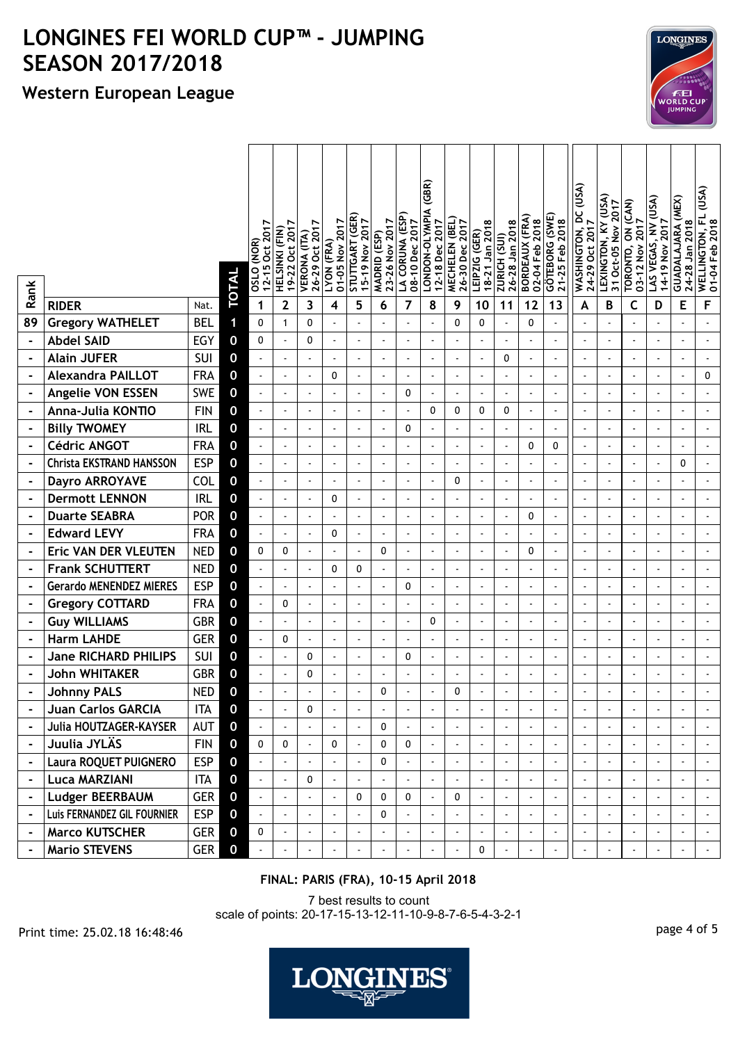# LONGINES FEI WORLD CUP™ - JUMPING SEASON 2017/2018

## Western European League

| Rank | RIDER | Nat. | TOTAL | OSLO (NOR) 12-15 Oct 2017 | HELSINKI (FIN) 19-22 Oct 2017 | VERONA (ITA) 26-29 Oct 2017 | LYON (FRA) 01-05 Nov 2017 | STUTTGART (GER) 15-19 Nov 2017 | MADRID (ESP) 23-26 Nov 2017 | LA CORUNA (ESP) 08-10 Dec 2017 | LONDON-OLYMPIA (GBR) 12-18 Dec 2017 | MECHELEN (BEL) 26-30 Dec 2017 | LEIPZIG (GER) 18-21 Jan 2018 | ZURICH (SUI) 26-28 Jan 2018 | BORDEAUX (FRA) 02-04 Feb 2018 | GÖTEBORG (SWE) 21-25 Feb 2018 | WASHINGTON, DC (USA) 24-29 Oct 2017 | LEXINGTON, KY (USA) 31 Oct-05 Nov 2017 | TORONTO, ON (CAN) 03-12 Nov 2017 | LAS VEGAS, NV (USA) 14-19 Nov 2017 | GUADALAJARA (MEX) 24-28 Jan 2018 | WELLINGTON, FL (USA) 01-04 Feb 2018 |
|---|---|---|---|---|---|---|---|---|---|---|---|---|---|---|---|---|---|---|---|---|---|---|
| | | | | 1 | 2 | 3 | 4 | 5 | 6 | 7 | 8 | 9 | 10 | 11 | 12 | 13 | A | B | C | D | E | F |
| 89 | Gregory WATHELET | BEL | 1 | 0 | 1 | 0 | - | - | - | - | - | 0 | 0 | - | 0 | - | - | - | - | - | - | - |
| - | Abdel SAID | EGY | 0 | 0 | - | 0 | - | - | - | - | - | - | - | - | - | - | - | - | - | - | - | - |
| - | Alain JUFER | SUI | 0 | - | - | - | - | - | - | - | - | - | - | 0 | - | - | - | - | - | - | - | - |
| - | Alexandra PAILLOT | FRA | 0 | - | - | - | 0 | - | - | - | - | - | - | - | - | - | - | - | - | - | - | 0 |
| - | Angelie VON ESSEN | SWE | 0 | - | - | - | - | - | - | 0 | - | - | - | - | - | - | - | - | - | - | - | - |
| - | Anna-Julia KONTIO | FIN | 0 | - | - | - | - | - | - | - | 0 | 0 | 0 | 0 | - | - | - | - | - | - | - | - |
| - | Billy TWOMEY | IRL | 0 | - | - | - | - | - | - | 0 | - | - | - | - | - | - | - | - | - | - | - | - |
| - | Cédric ANGOT | FRA | 0 | - | - | - | - | - | - | - | - | - | - | - | 0 | 0 | - | - | - | - | - | - |
| - | Christa EKSTRAND HANSSON | ESP | 0 | - | - | - | - | - | - | - | - | - | - | - | - | - | - | - | - | - | 0 | - |
| - | Dayro ARROYAVE | COL | 0 | - | - | - | - | - | - | - | - | 0 | - | - | - | - | - | - | - | - | - | - |
| - | Dermott LENNON | IRL | 0 | - | - | - | 0 | - | - | - | - | - | - | - | - | - | - | - | - | - | - | - |
| - | Duarte SEABRA | POR | 0 | - | - | - | - | - | - | - | - | - | - | - | 0 | - | - | - | - | - | - | - |
| - | Edward LEVY | FRA | 0 | - | - | - | 0 | - | - | - | - | - | - | - | - | - | - | - | - | - | - | - |
| - | Eric VAN DER VLEUTEN | NED | 0 | 0 | 0 | - | - | - | 0 | - | - | - | - | - | 0 | - | - | - | - | - | - | - |
| - | Frank SCHUTTERT | NED | 0 | - | - | - | 0 | 0 | - | - | - | - | - | - | - | - | - | - | - | - | - | - |
| - | Gerardo MENENDEZ MIERES | ESP | 0 | - | - | - | - | - | - | 0 | - | - | - | - | - | - | - | - | - | - | - | - |
| - | Gregory COTTARD | FRA | 0 | - | 0 | - | - | - | - | - | - | - | - | - | - | - | - | - | - | - | - | - |
| - | Guy WILLIAMS | GBR | 0 | - | - | - | - | - | - | - | 0 | - | - | - | - | - | - | - | - | - | - | - |
| - | Harm LAHDE | GER | 0 | - | 0 | - | - | - | - | - | - | - | - | - | - | - | - | - | - | - | - | - |
| - | Jane RICHARD PHILIPS | SUI | 0 | - | - | 0 | - | - | - | 0 | - | - | - | - | - | - | - | - | - | - | - | - |
| - | John WHITAKER | GBR | 0 | - | - | 0 | - | - | - | - | - | - | - | - | - | - | - | - | - | - | - | - |
| - | Johnny PALS | NED | 0 | - | - | - | - | - | 0 | - | - | 0 | - | - | - | - | - | - | - | - | - | - |
| - | Juan Carlos GARCIA | ITA | 0 | - | - | 0 | - | - | - | - | - | - | - | - | - | - | - | - | - | - | - | - |
| - | Julia HOUTZAGER-KAYSER | AUT | 0 | - | - | - | - | - | 0 | - | - | - | - | - | - | - | - | - | - | - | - | - |
| - | Juulia JYLÄS | FIN | 0 | 0 | 0 | - | 0 | - | 0 | 0 | - | - | - | - | - | - | - | - | - | - | - | - |
| - | Laura ROQUET PUIGNERO | ESP | 0 | - | - | - | - | - | 0 | - | - | - | - | - | - | - | - | - | - | - | - | - |
| - | Luca MARZIANI | ITA | 0 | - | - | 0 | - | - | - | - | - | - | - | - | - | - | - | - | - | - | - | - |
| - | Ludger BEERBAUM | GER | 0 | - | - | - | - | 0 | 0 | 0 | - | 0 | - | - | - | - | - | - | - | - | - | - |
| - | Luis FERNANDEZ GIL FOURNIER | ESP | 0 | - | - | - | - | - | 0 | - | - | - | - | - | - | - | - | - | - | - | - | - |
| - | Marco KUTSCHER | GER | 0 | 0 | - | - | - | - | - | - | - | - | - | - | - | - | - | - | - | - | - | - |
| - | Mario STEVENS | GER | 0 | - | - | - | - | - | - | - | - | - | 0 | - | - | - | - | - | - | - | - | - |

**FINAL: PARIS (FRA), 10-15 April 2018**

7 best results to count
scale of points: 20-17-15-13-12-11-10-9-8-7-6-5-4-3-2-1

Print time: 25.02.18 16:48:46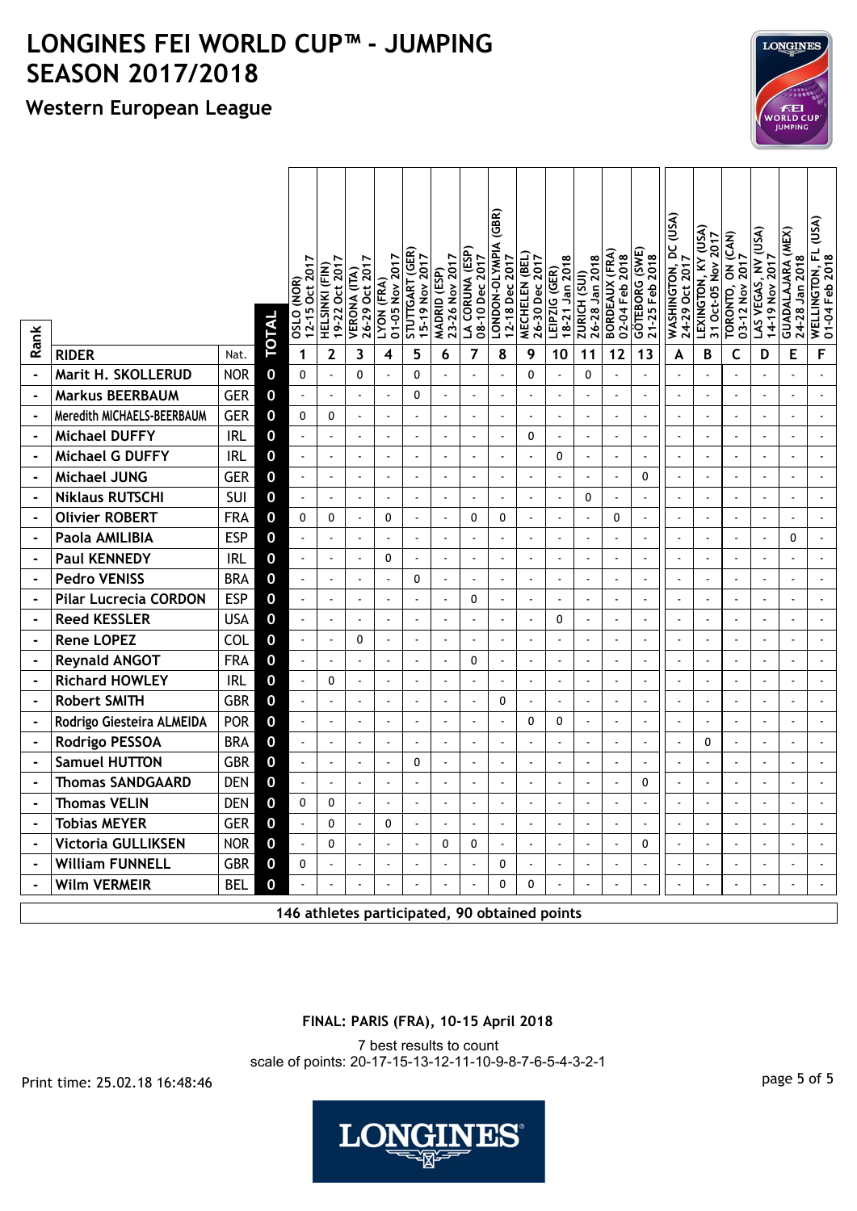# LONGINES FEI WORLD CUP™ - JUMPING SEASON 2017/2018

## Western European League

| Rank | RIDER | Nat. | TOTAL | 1 OSLO (NOR) 12-15 Oct 2017 | 2 HELSINKI (FIN) 19-22 Oct 2017 | 3 VERONA (ITA) 26-29 Oct 2017 | 4 LYON (FRA) 01-05 Nov 2017 | 5 STUTTGART (GER) 15-19 Nov 2017 | 6 MADRID (ESP) 23-26 Nov 2017 | 7 LA CORUNA (ESP) 08-10 Dec 2017 | 8 LONDON-OLYMPIA (GBR) 12-18 Dec 2017 | 9 MECHELEN (BEL) 26-30 Dec 2017 | 10 LEIPZIG (GER) 18-21 Jan 2018 | 11 ZURICH (SUI) 26-28 Jan 2018 | 12 BORDEAUX (FRA) 02-04 Feb 2018 | 13 GÖTEBORG (SWE) 21-25 Feb 2018 | A WASHINGTON, DC (USA) 24-29 Oct 2017 | B LEXINGTON, KY (USA) 31 Oct-05 Nov 2017 | C TORONTO, ON (CAN) 03-12 Nov 2017 | D LAS VEGAS, NV (USA) 14-19 Nov 2017 | E GUADALAJARA (MEX) 24-28 Jan 2018 | F WELLINGTON, FL (USA) 01-04 Feb 2018 |
|---|---|---|---|---|---|---|---|---|---|---|---|---|---|---|---|---|---|---|---|---|---|---|
| - | Marit H. SKOLLERUD | NOR | 0 | 0 | - | 0 | - | 0 | - | - | - | 0 | - | 0 | - | - | - | - | - | - | - | - |
| - | Markus BEERBAUM | GER | 0 | - | - | - | - | 0 | - | - | - | - | - | - | - | - | - | - | - | - | - | - |
| - | Meredith MICHAELS-BEERBAUM | GER | 0 | 0 | 0 | - | - | - | - | - | - | - | - | - | - | - | - | - | - | - | - | - |
| - | Michael DUFFY | IRL | 0 | - | - | - | - | - | - | - | - | 0 | - | - | - | - | - | - | - | - | - | - |
| - | Michael G DUFFY | IRL | 0 | - | - | - | - | - | - | - | - | - | 0 | - | - | - | - | - | - | - | - | - |
| - | Michael JUNG | GER | 0 | - | - | - | - | - | - | - | - | - | - | - | - | 0 | - | - | - | - | - | - |
| - | Niklaus RUTSCHI | SUI | 0 | - | - | - | - | - | - | - | - | - | - | 0 | - | - | - | - | - | - | - | - |
| - | Olivier ROBERT | FRA | 0 | 0 | 0 | - | 0 | - | - | 0 | 0 | - | - | - | 0 | - | - | - | - | - | - | - |
| - | Paola AMILIBIA | ESP | 0 | - | - | - | - | - | - | - | - | - | - | - | - | - | - | - | - | - | 0 | - |
| - | Paul KENNEDY | IRL | 0 | - | - | - | 0 | - | - | - | - | - | - | - | - | - | - | - | - | - | - | - |
| - | Pedro VENISS | BRA | 0 | - | - | - | - | 0 | - | - | - | - | - | - | - | - | - | - | - | - | - | - |
| - | Pilar Lucrecia CORDON | ESP | 0 | - | - | - | - | - | - | 0 | - | - | - | - | - | - | - | - | - | - | - | - |
| - | Reed KESSLER | USA | 0 | - | - | - | - | - | - | - | - | - | 0 | - | - | - | - | - | - | - | - | - |
| - | Rene LOPEZ | COL | 0 | - | - | 0 | - | - | - | - | - | - | - | - | - | - | - | - | - | - | - | - |
| - | Reynald ANGOT | FRA | 0 | - | - | - | - | - | - | 0 | - | - | - | - | - | - | - | - | - | - | - | - |
| - | Richard HOWLEY | IRL | 0 | - | 0 | - | - | - | - | - | - | - | - | - | - | - | - | - | - | - | - | - |
| - | Robert SMITH | GBR | 0 | - | - | - | - | - | - | - | 0 | - | - | - | - | - | - | - | - | - | - | - |
| - | Rodrigo Giesteira ALMEIDA | POR | 0 | - | - | - | - | - | - | - | - | 0 | 0 | - | - | - | - | - | - | - | - | - |
| - | Rodrigo PESSOA | BRA | 0 | - | - | - | - | - | - | - | - | - | - | - | - | - | - | 0 | - | - | - | - |
| - | Samuel HUTTON | GBR | 0 | - | - | - | - | 0 | - | - | - | - | - | - | - | - | - | - | - | - | - | - |
| - | Thomas SANDGAARD | DEN | 0 | - | - | - | - | - | - | - | - | - | - | - | - | 0 | - | - | - | - | - | - |
| - | Thomas VELIN | DEN | 0 | 0 | 0 | - | - | - | - | - | - | - | - | - | - | - | - | - | - | - | - | - |
| - | Tobias MEYER | GER | 0 | - | 0 | - | 0 | - | - | - | - | - | - | - | - | - | - | - | - | - | - | - |
| - | Victoria GULLIKSEN | NOR | 0 | - | 0 | - | - | - | 0 | 0 | - | - | - | - | - | 0 | - | - | - | - | - | - |
| - | William FUNNELL | GBR | 0 | 0 | - | - | - | - | - | - | 0 | - | - | - | - | - | - | - | - | - | - | - |
| - | Wilm VERMEIR | BEL | 0 | - | - | - | - | - | - | - | 0 | 0 | - | - | - | - | - | - | - | - | - | - |

146 athletes participated, 90 obtained points

**FINAL: PARIS (FRA), 10-15 April 2018**

7 best results to count
scale of points: 20-17-15-13-12-11-10-9-8-7-6-5-4-3-2-1

Print time: 25.02.18 16:48:46